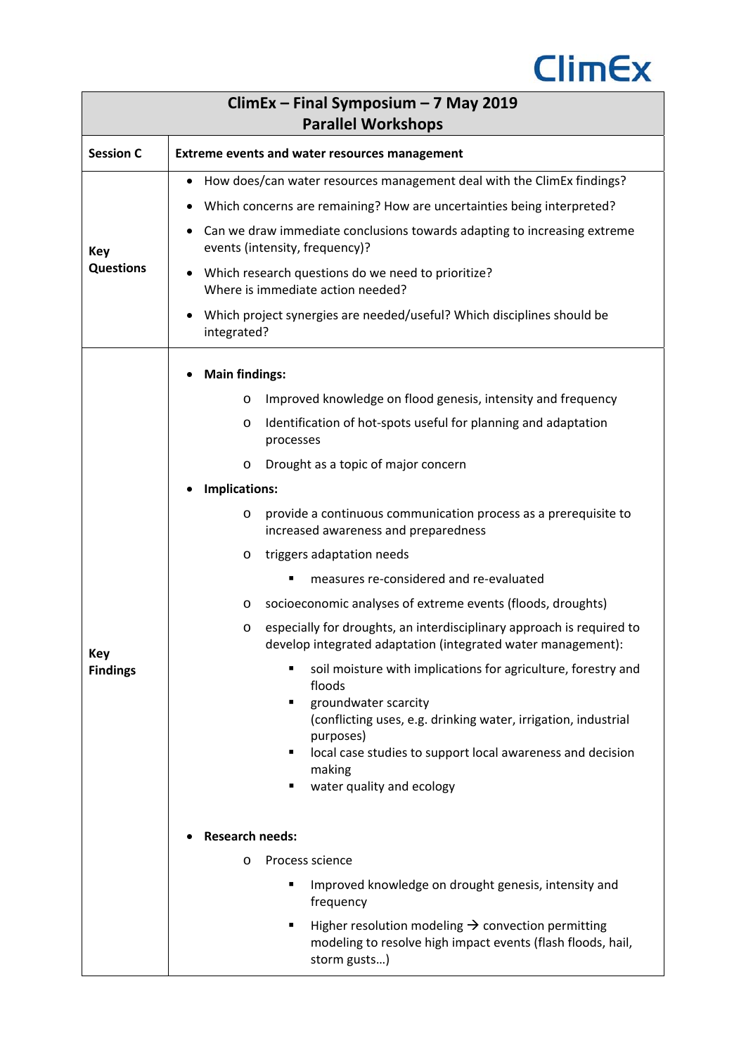ClimEx

| ClimEx – Final Symposium – 7 May 2019<br>Parallel Workshops | |
|---|---|
| **Session C** | **Extreme events and water resources management** |
| **Key Questions** | • How does/can water resources management deal with the ClimEx findings?<br>• Which concerns are remaining? How are uncertainties being interpreted?<br>• Can we draw immediate conclusions towards adapting to increasing extreme events (intensity, frequency)?<br>• Which research questions do we need to prioritize? Where is immediate action needed?<br>• Which project synergies are needed/useful? Which disciplines should be integrated? |
| **Key Findings** | • **Main findings:**<br>&nbsp;&nbsp;o Improved knowledge on flood genesis, intensity and frequency<br>&nbsp;&nbsp;o Identification of hot-spots useful for planning and adaptation processes<br>&nbsp;&nbsp;o Drought as a topic of major concern<br>• **Implications:**<br>&nbsp;&nbsp;o provide a continuous communication process as a prerequisite to increased awareness and preparedness<br>&nbsp;&nbsp;o triggers adaptation needs<br>&nbsp;&nbsp;&nbsp;&nbsp;▪ measures re-considered and re-evaluated<br>&nbsp;&nbsp;o socioeconomic analyses of extreme events (floods, droughts)<br>&nbsp;&nbsp;o especially for droughts, an interdisciplinary approach is required to develop integrated adaptation (integrated water management):<br>&nbsp;&nbsp;&nbsp;&nbsp;▪ soil moisture with implications for agriculture, forestry and floods<br>&nbsp;&nbsp;&nbsp;&nbsp;▪ groundwater scarcity (conflicting uses, e.g. drinking water, irrigation, industrial purposes)<br>&nbsp;&nbsp;&nbsp;&nbsp;▪ local case studies to support local awareness and decision making<br>&nbsp;&nbsp;&nbsp;&nbsp;▪ water quality and ecology<br>• **Research needs:**<br>&nbsp;&nbsp;o Process science<br>&nbsp;&nbsp;&nbsp;&nbsp;▪ Improved knowledge on drought genesis, intensity and frequency<br>&nbsp;&nbsp;&nbsp;&nbsp;▪ Higher resolution modeling → convection permitting modeling to resolve high impact events (flash floods, hail, storm gusts…) |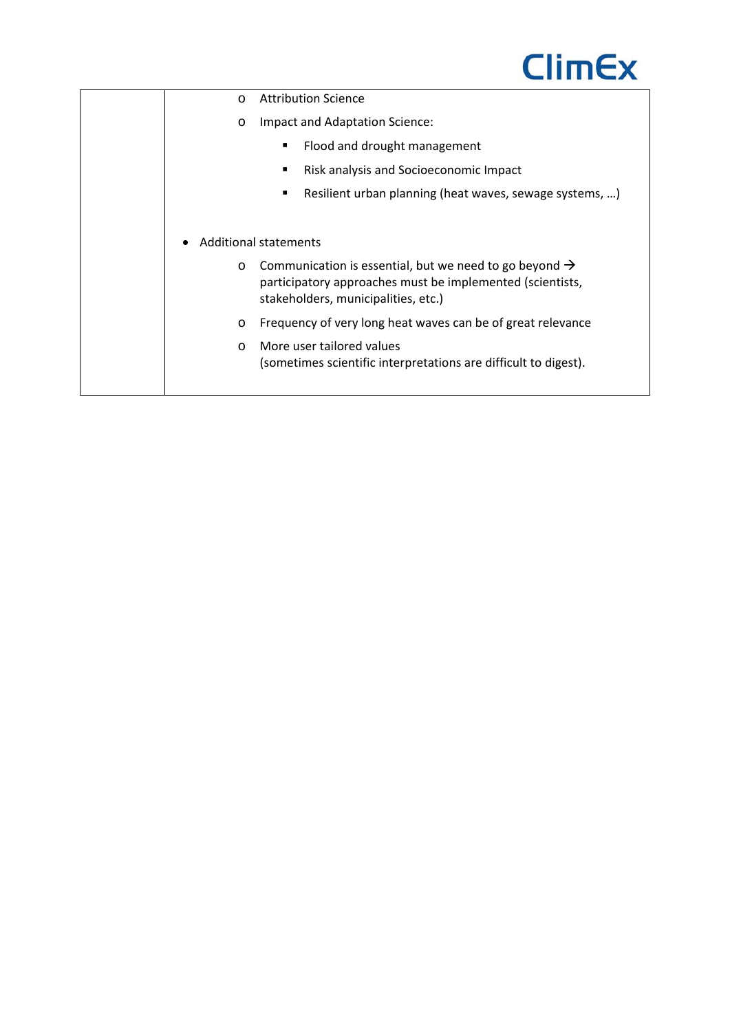| | |
|---|---|
| | - Attribution Science<br>- Impact and Adaptation Science:<br>  - Flood and drought management<br>  - Risk analysis and Socioeconomic Impact<br>  - Resilient urban planning (heat waves, sewage systems, …)<br><br>• Additional statements<br>  - Communication is essential, but we need to go beyond → participatory approaches must be implemented (scientists, stakeholders, municipalities, etc.)<br>  - Frequency of very long heat waves can be of great relevance<br>  - More user tailored values (sometimes scientific interpretations are difficult to digest). |